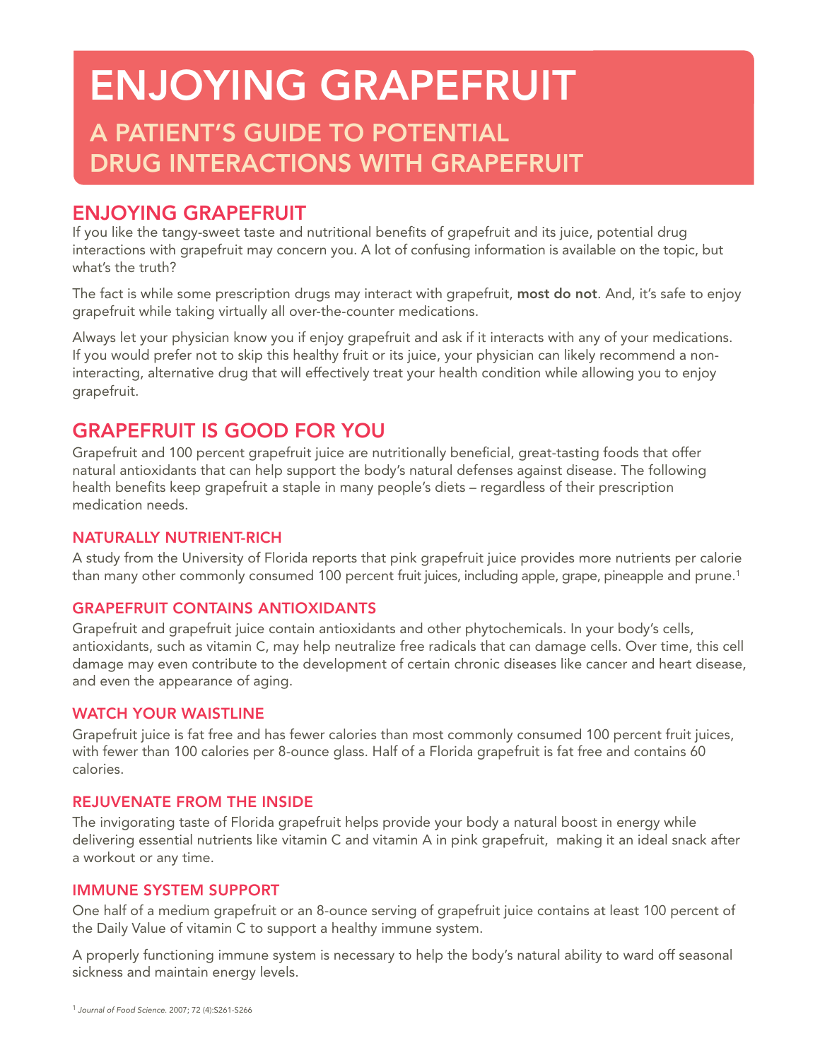# ENJOYING GRAPEFRUIT

## A PATIENT'S GUIDE TO POTENTIAL DRUG INTERACTIONS WITH GRAPEFRUIT

## ENJOYING GRAPEFRUIT

If you like the tangy-sweet taste and nutritional benefits of grapefruit and its juice, potential drug interactions with grapefruit may concern you. A lot of confusing information is available on the topic, but what's the truth?

The fact is while some prescription drugs may interact with grapefruit, **most do not**. And, it's safe to enjoy grapefruit while taking virtually all over-the-counter medications.

Always let your physician know you if enjoy grapefruit and ask if it interacts with any of your medications. If you would prefer not to skip this healthy fruit or its juice, your physician can likely recommend a non-interacting, alternative drug that will effectively treat your health condition while allowing you to enjoy grapefruit.

## GRAPEFRUIT IS GOOD FOR YOU

Grapefruit and 100 percent grapefruit juice are nutritionally beneficial, great-tasting foods that offer natural antioxidants that can help support the body's natural defenses against disease. The following health benefits keep grapefruit a staple in many people's diets – regardless of their prescription medication needs.

### NATURALLY NUTRIENT-RICH

A study from the University of Florida reports that pink grapefruit juice provides more nutrients per calorie than many other commonly consumed 100 percent fruit juices, including apple, grape, pineapple and prune.[1]

### GRAPEFRUIT CONTAINS ANTIOXIDANTS

Grapefruit and grapefruit juice contain antioxidants and other phytochemicals. In your body's cells, antioxidants, such as vitamin C, may help neutralize free radicals that can damage cells. Over time, this cell damage may even contribute to the development of certain chronic diseases like cancer and heart disease, and even the appearance of aging.

### WATCH YOUR WAISTLINE

Grapefruit juice is fat free and has fewer calories than most commonly consumed 100 percent fruit juices, with fewer than 100 calories per 8-ounce glass. Half of a Florida grapefruit is fat free and contains 60 calories.

### REJUVENATE FROM THE INSIDE

The invigorating taste of Florida grapefruit helps provide your body a natural boost in energy while delivering essential nutrients like vitamin C and vitamin A in pink grapefruit, making it an ideal snack after a workout or any time.

### IMMUNE SYSTEM SUPPORT

One half of a medium grapefruit or an 8-ounce serving of grapefruit juice contains at least 100 percent of the Daily Value of vitamin C to support a healthy immune system.

A properly functioning immune system is necessary to help the body's natural ability to ward off seasonal sickness and maintain energy levels.

[1] *Journal of Food Science.* 2007; 72 (4):S261-S266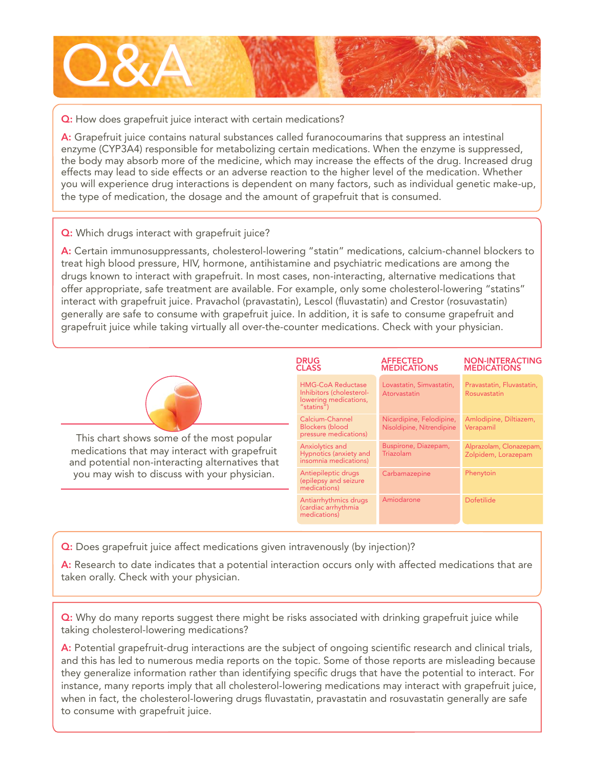# Q&A

**Q:** How does grapefruit juice interact with certain medications?

**A:** Grapefruit juice contains natural substances called furanocoumarins that suppress an intestinal enzyme (CYP3A4) responsible for metabolizing certain medications. When the enzyme is suppressed, the body may absorb more of the medicine, which may increase the effects of the drug. Increased drug effects may lead to side effects or an adverse reaction to the higher level of the medication. Whether you will experience drug interactions is dependent on many factors, such as individual genetic make-up, the type of medication, the dosage and the amount of grapefruit that is consumed.

**Q:** Which drugs interact with grapefruit juice?

**A:** Certain immunosuppressants, cholesterol-lowering "statin" medications, calcium-channel blockers to treat high blood pressure, HIV, hormone, antihistamine and psychiatric medications are among the drugs known to interact with grapefruit. In most cases, non-interacting, alternative medications that offer appropriate, safe treatment are available. For example, only some cholesterol-lowering "statins" interact with grapefruit juice. Pravachol (pravastatin), Lescol (fluvastatin) and Crestor (rosuvastatin) generally are safe to consume with grapefruit juice. In addition, it is safe to consume grapefruit and grapefruit juice while taking virtually all over-the-counter medications. Check with your physician.

This chart shows some of the most popular medications that may interact with grapefruit and potential non-interacting alternatives that you may wish to discuss with your physician.

| DRUG CLASS | AFFECTED MEDICATIONS | NON-INTERACTING MEDICATIONS |
|---|---|---|
| HMG-CoA Reductase Inhibitors (cholesterol-lowering medications, "statins") | Lovastatin, Simvastatin, Atorvastatin | Pravastatin, Fluvastatin, Rosuvastatin |
| Calcium-Channel Blockers (blood pressure medications) | Nicardipine, Felodipine, Nisoldipine, Nitrendipine | Amlodipine, Diltiazem, Verapamil |
| Anxiolytics and Hypnotics (anxiety and insomnia medications) | Buspirone, Diazepam, Triazolam | Alprazolam, Clonazepam, Zolpidem, Lorazepam |
| Antiepileptic drugs (epilepsy and seizure medications) | Carbamazepine | Phenytoin |
| Antiarrhythmics drugs (cardiac arrhythmia medications) | Amiodarone | Dofetilide |

**Q:** Does grapefruit juice affect medications given intravenously (by injection)?

**A:** Research to date indicates that a potential interaction occurs only with affected medications that are taken orally. Check with your physician.

**Q:** Why do many reports suggest there might be risks associated with drinking grapefruit juice while taking cholesterol-lowering medications?

**A:** Potential grapefruit-drug interactions are the subject of ongoing scientific research and clinical trials, and this has led to numerous media reports on the topic. Some of those reports are misleading because they generalize information rather than identifying specific drugs that have the potential to interact. For instance, many reports imply that all cholesterol-lowering medications may interact with grapefruit juice, when in fact, the cholesterol-lowering drugs fluvastatin, pravastatin and rosuvastatin generally are safe to consume with grapefruit juice.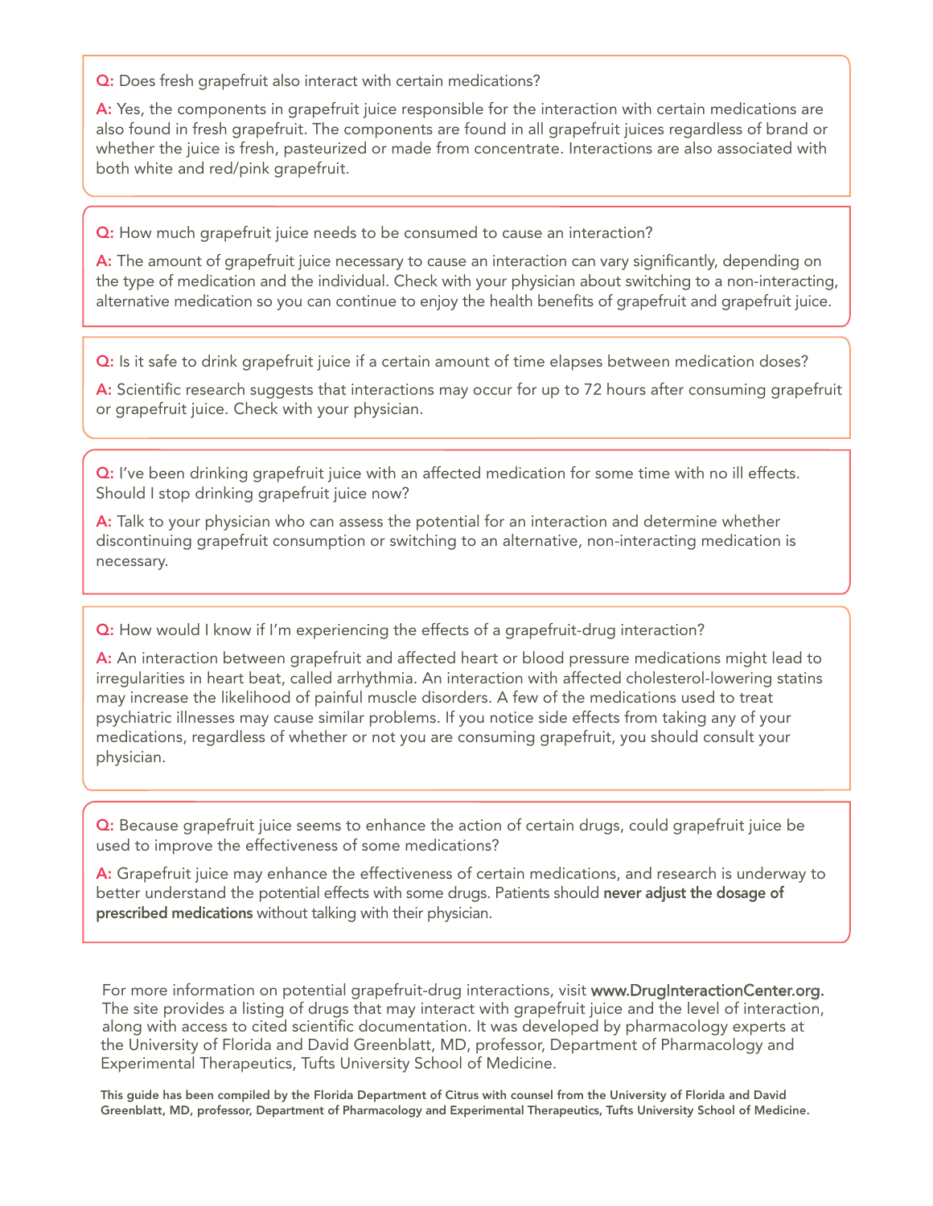**Q:** Does fresh grapefruit also interact with certain medications?

**A:** Yes, the components in grapefruit juice responsible for the interaction with certain medications are also found in fresh grapefruit. The components are found in all grapefruit juices regardless of brand or whether the juice is fresh, pasteurized or made from concentrate. Interactions are also associated with both white and red/pink grapefruit.

**Q:** How much grapefruit juice needs to be consumed to cause an interaction?

**A:** The amount of grapefruit juice necessary to cause an interaction can vary significantly, depending on the type of medication and the individual. Check with your physician about switching to a non-interacting, alternative medication so you can continue to enjoy the health benefits of grapefruit and grapefruit juice.

**Q:** Is it safe to drink grapefruit juice if a certain amount of time elapses between medication doses?

**A:** Scientific research suggests that interactions may occur for up to 72 hours after consuming grapefruit or grapefruit juice. Check with your physician.

**Q:** I've been drinking grapefruit juice with an affected medication for some time with no ill effects. Should I stop drinking grapefruit juice now?

**A:** Talk to your physician who can assess the potential for an interaction and determine whether discontinuing grapefruit consumption or switching to an alternative, non-interacting medication is necessary.

**Q:** How would I know if I'm experiencing the effects of a grapefruit-drug interaction?

**A:** An interaction between grapefruit and affected heart or blood pressure medications might lead to irregularities in heart beat, called arrhythmia. An interaction with affected cholesterol-lowering statins may increase the likelihood of painful muscle disorders. A few of the medications used to treat psychiatric illnesses may cause similar problems. If you notice side effects from taking any of your medications, regardless of whether or not you are consuming grapefruit, you should consult your physician.

**Q:** Because grapefruit juice seems to enhance the action of certain drugs, could grapefruit juice be used to improve the effectiveness of some medications?

**A:** Grapefruit juice may enhance the effectiveness of certain medications, and research is underway to better understand the potential effects with some drugs. Patients should **never adjust the dosage of prescribed medications** without talking with their physician.

For more information on potential grapefruit-drug interactions, visit www.DrugInteractionCenter.org. The site provides a listing of drugs that may interact with grapefruit juice and the level of interaction, along with access to cited scientific documentation. It was developed by pharmacology experts at the University of Florida and David Greenblatt, MD, professor, Department of Pharmacology and Experimental Therapeutics, Tufts University School of Medicine.

**This guide has been compiled by the Florida Department of Citrus with counsel from the University of Florida and David Greenblatt, MD, professor, Department of Pharmacology and Experimental Therapeutics, Tufts University School of Medicine.**